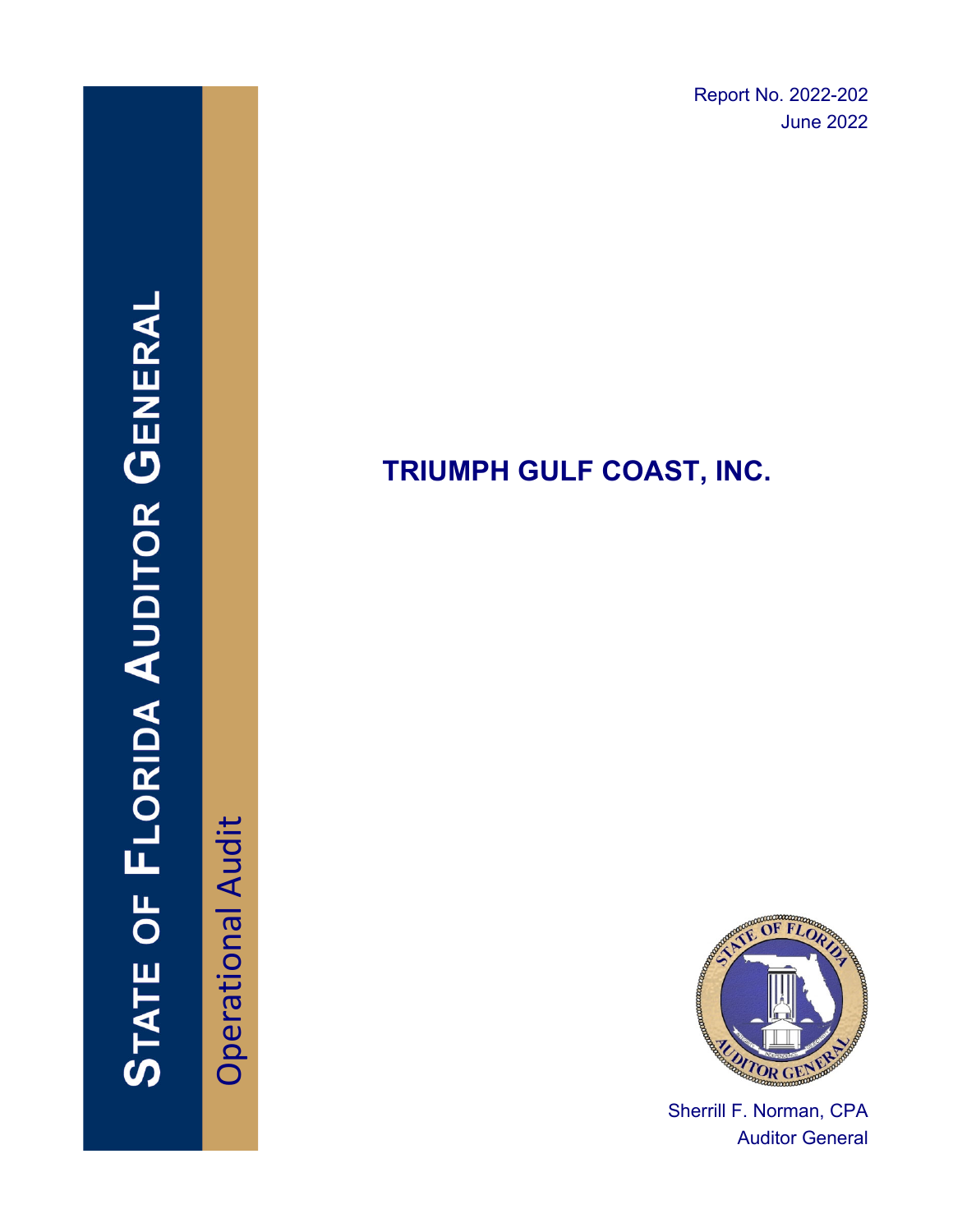Report No. 2022-202
June 2022

# STATE OF FLORIDA AUDITOR GENERAL

Operational Audit

# TRIUMPH GULF COAST, INC.

Sherrill F. Norman, CPA
Auditor General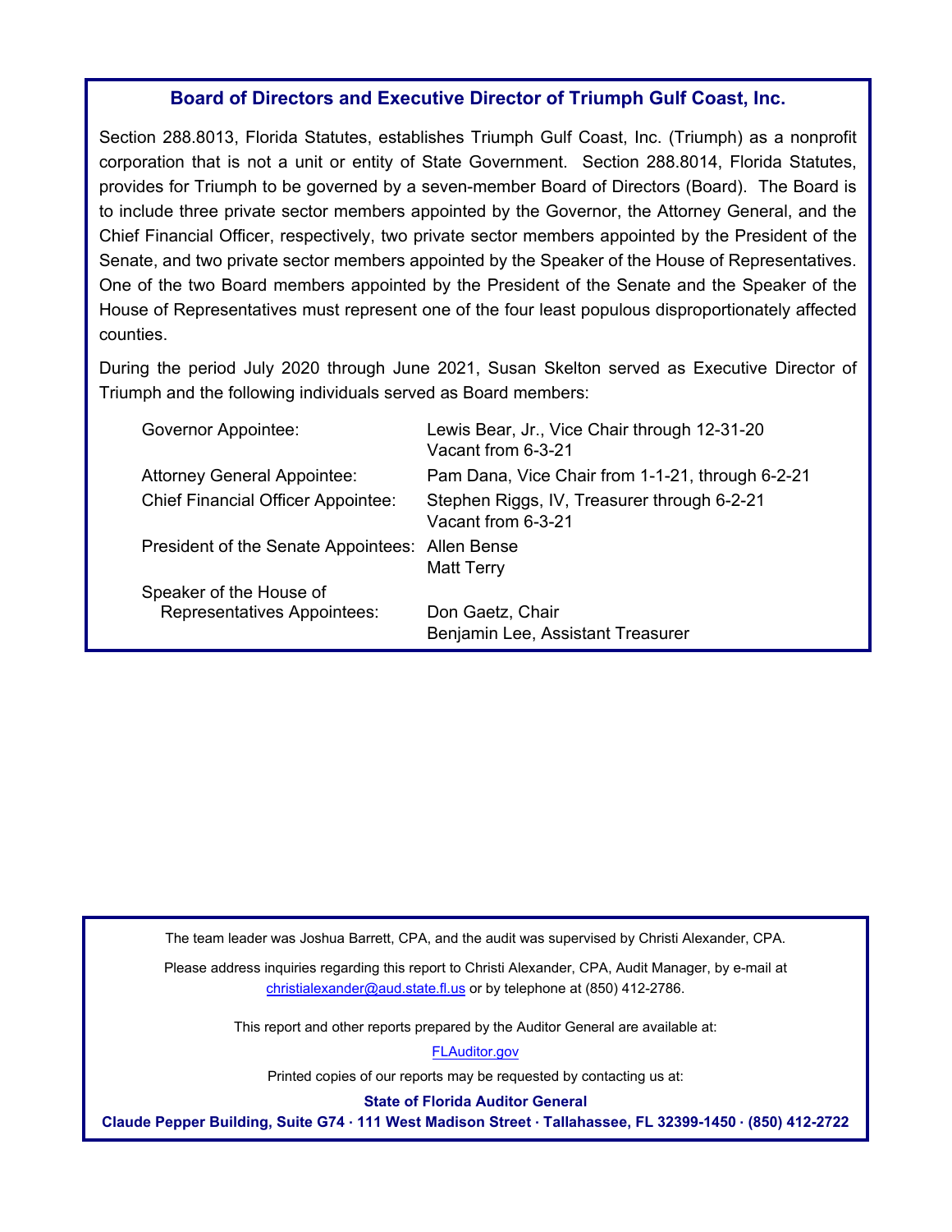## Board of Directors and Executive Director of Triumph Gulf Coast, Inc.

Section 288.8013, Florida Statutes, establishes Triumph Gulf Coast, Inc. (Triumph) as a nonprofit corporation that is not a unit or entity of State Government. Section 288.8014, Florida Statutes, provides for Triumph to be governed by a seven-member Board of Directors (Board). The Board is to include three private sector members appointed by the Governor, the Attorney General, and the Chief Financial Officer, respectively, two private sector members appointed by the President of the Senate, and two private sector members appointed by the Speaker of the House of Representatives. One of the two Board members appointed by the President of the Senate and the Speaker of the House of Representatives must represent one of the four least populous disproportionately affected counties.

During the period July 2020 through June 2021, Susan Skelton served as Executive Director of Triumph and the following individuals served as Board members:

| | |
|---|---|
| Governor Appointee: | Lewis Bear, Jr., Vice Chair through 12-31-20<br>Vacant from 6-3-21 |
| Attorney General Appointee: | Pam Dana, Vice Chair from 1-1-21, through 6-2-21 |
| Chief Financial Officer Appointee: | Stephen Riggs, IV, Treasurer through 6-2-21<br>Vacant from 6-3-21 |
| President of the Senate Appointees: | Allen Bense<br>Matt Terry |
| Speaker of the House of Representatives Appointees: | Don Gaetz, Chair<br>Benjamin Lee, Assistant Treasurer |

The team leader was Joshua Barrett, CPA, and the audit was supervised by Christi Alexander, CPA.

Please address inquiries regarding this report to Christi Alexander, CPA, Audit Manager, by e-mail at christialexander@aud.state.fl.us or by telephone at (850) 412-2786.

This report and other reports prepared by the Auditor General are available at:

FLAuditor.gov

Printed copies of our reports may be requested by contacting us at:

**State of Florida Auditor General**

**Claude Pepper Building, Suite G74 · 111 West Madison Street · Tallahassee, FL 32399-1450 · (850) 412-2722**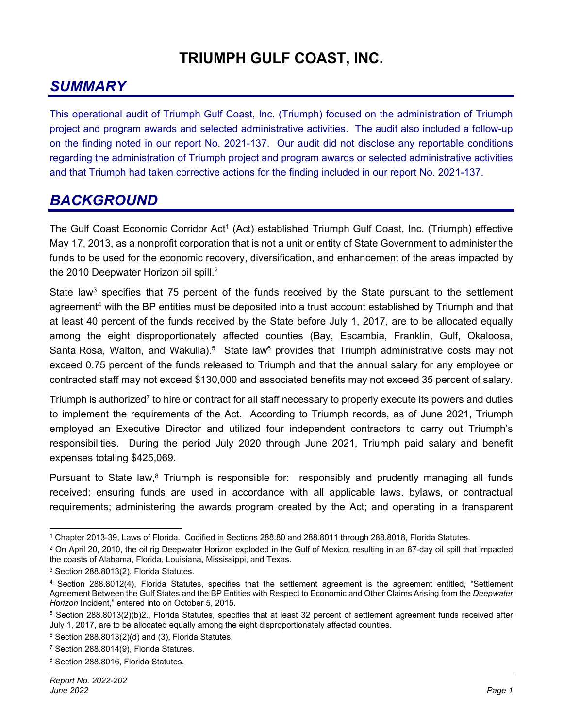# TRIUMPH GULF COAST, INC.

## *SUMMARY*

This operational audit of Triumph Gulf Coast, Inc. (Triumph) focused on the administration of Triumph project and program awards and selected administrative activities. The audit also included a follow-up on the finding noted in our report No. 2021-137. Our audit did not disclose any reportable conditions regarding the administration of Triumph project and program awards or selected administrative activities and that Triumph had taken corrective actions for the finding included in our report No. 2021-137.

## *BACKGROUND*

The Gulf Coast Economic Corridor Act[1] (Act) established Triumph Gulf Coast, Inc. (Triumph) effective May 17, 2013, as a nonprofit corporation that is not a unit or entity of State Government to administer the funds to be used for the economic recovery, diversification, and enhancement of the areas impacted by the 2010 Deepwater Horizon oil spill.[2]

State law[3] specifies that 75 percent of the funds received by the State pursuant to the settlement agreement[4] with the BP entities must be deposited into a trust account established by Triumph and that at least 40 percent of the funds received by the State before July 1, 2017, are to be allocated equally among the eight disproportionately affected counties (Bay, Escambia, Franklin, Gulf, Okaloosa, Santa Rosa, Walton, and Wakulla).[5] State law[6] provides that Triumph administrative costs may not exceed 0.75 percent of the funds released to Triumph and that the annual salary for any employee or contracted staff may not exceed $130,000 and associated benefits may not exceed 35 percent of salary.

Triumph is authorized[7] to hire or contract for all staff necessary to properly execute its powers and duties to implement the requirements of the Act. According to Triumph records, as of June 2021, Triumph employed an Executive Director and utilized four independent contractors to carry out Triumph's responsibilities. During the period July 2020 through June 2021, Triumph paid salary and benefit expenses totaling $425,069.

Pursuant to State law,[8] Triumph is responsible for: responsibly and prudently managing all funds received; ensuring funds are used in accordance with all applicable laws, bylaws, or contractual requirements; administering the awards program created by the Act; and operating in a transparent

---

[1] Chapter 2013-39, Laws of Florida. Codified in Sections 288.80 and 288.8011 through 288.8018, Florida Statutes.

[2] On April 20, 2010, the oil rig Deepwater Horizon exploded in the Gulf of Mexico, resulting in an 87-day oil spill that impacted the coasts of Alabama, Florida, Louisiana, Mississippi, and Texas.

[3] Section 288.8013(2), Florida Statutes.

[4] Section 288.8012(4), Florida Statutes, specifies that the settlement agreement is the agreement entitled, "Settlement Agreement Between the Gulf States and the BP Entities with Respect to Economic and Other Claims Arising from the *Deepwater Horizon* Incident," entered into on October 5, 2015.

[5] Section 288.8013(2)(b)2., Florida Statutes, specifies that at least 32 percent of settlement agreement funds received after July 1, 2017, are to be allocated equally among the eight disproportionately affected counties.

[6] Section 288.8013(2)(d) and (3), Florida Statutes.

[7] Section 288.8014(9), Florida Statutes.

[8] Section 288.8016, Florida Statutes.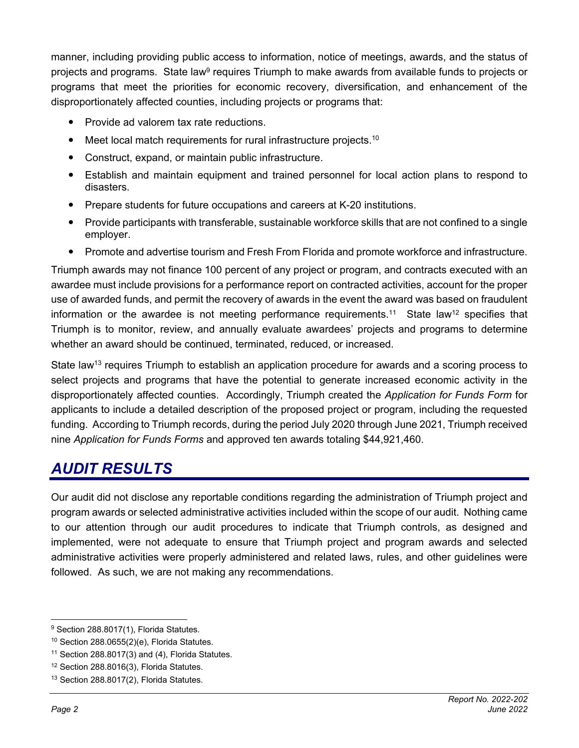manner, including providing public access to information, notice of meetings, awards, and the status of projects and programs. State law[9] requires Triumph to make awards from available funds to projects or programs that meet the priorities for economic recovery, diversification, and enhancement of the disproportionately affected counties, including projects or programs that:

- Provide ad valorem tax rate reductions.
- Meet local match requirements for rural infrastructure projects.[10]
- Construct, expand, or maintain public infrastructure.
- Establish and maintain equipment and trained personnel for local action plans to respond to disasters.
- Prepare students for future occupations and careers at K-20 institutions.
- Provide participants with transferable, sustainable workforce skills that are not confined to a single employer.
- Promote and advertise tourism and Fresh From Florida and promote workforce and infrastructure.

Triumph awards may not finance 100 percent of any project or program, and contracts executed with an awardee must include provisions for a performance report on contracted activities, account for the proper use of awarded funds, and permit the recovery of awards in the event the award was based on fraudulent information or the awardee is not meeting performance requirements.[11] State law[12] specifies that Triumph is to monitor, review, and annually evaluate awardees' projects and programs to determine whether an award should be continued, terminated, reduced, or increased.

State law[13] requires Triumph to establish an application procedure for awards and a scoring process to select projects and programs that have the potential to generate increased economic activity in the disproportionately affected counties. Accordingly, Triumph created the *Application for Funds Form* for applicants to include a detailed description of the proposed project or program, including the requested funding. According to Triumph records, during the period July 2020 through June 2021, Triumph received nine *Application for Funds Forms* and approved ten awards totaling $44,921,460.

# AUDIT RESULTS

Our audit did not disclose any reportable conditions regarding the administration of Triumph project and program awards or selected administrative activities included within the scope of our audit. Nothing came to our attention through our audit procedures to indicate that Triumph controls, as designed and implemented, were not adequate to ensure that Triumph project and program awards and selected administrative activities were properly administered and related laws, rules, and other guidelines were followed. As such, we are not making any recommendations.

---

[9] Section 288.8017(1), Florida Statutes.

[10] Section 288.0655(2)(e), Florida Statutes.

[11] Section 288.8017(3) and (4), Florida Statutes.

[12] Section 288.8016(3), Florida Statutes.

[13] Section 288.8017(2), Florida Statutes.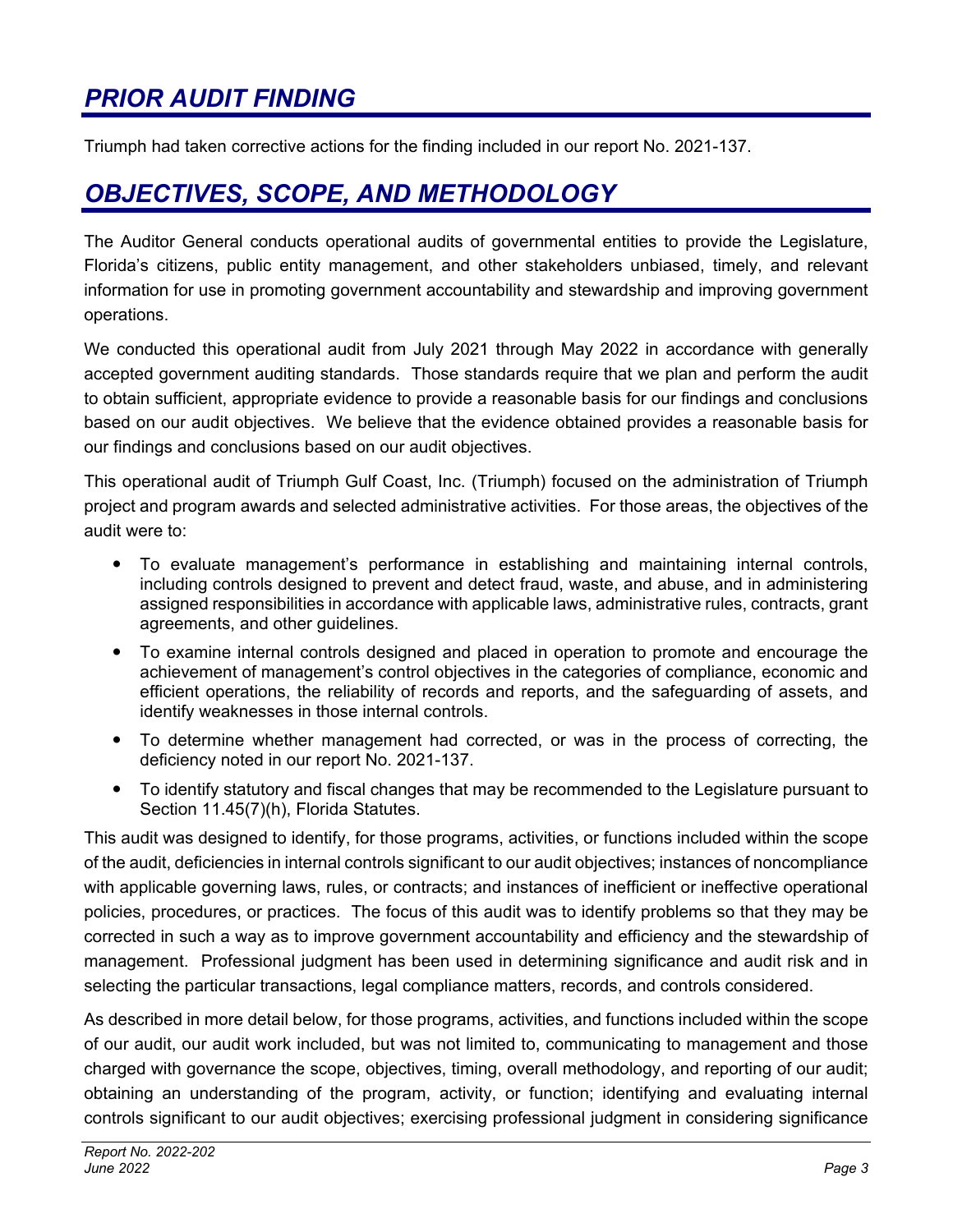## *PRIOR AUDIT FINDING*

Triumph had taken corrective actions for the finding included in our report No. 2021-137.

## *OBJECTIVES, SCOPE, AND METHODOLOGY*

The Auditor General conducts operational audits of governmental entities to provide the Legislature, Florida's citizens, public entity management, and other stakeholders unbiased, timely, and relevant information for use in promoting government accountability and stewardship and improving government operations.

We conducted this operational audit from July 2021 through May 2022 in accordance with generally accepted government auditing standards. Those standards require that we plan and perform the audit to obtain sufficient, appropriate evidence to provide a reasonable basis for our findings and conclusions based on our audit objectives. We believe that the evidence obtained provides a reasonable basis for our findings and conclusions based on our audit objectives.

This operational audit of Triumph Gulf Coast, Inc. (Triumph) focused on the administration of Triumph project and program awards and selected administrative activities. For those areas, the objectives of the audit were to:

- To evaluate management's performance in establishing and maintaining internal controls, including controls designed to prevent and detect fraud, waste, and abuse, and in administering assigned responsibilities in accordance with applicable laws, administrative rules, contracts, grant agreements, and other guidelines.
- To examine internal controls designed and placed in operation to promote and encourage the achievement of management's control objectives in the categories of compliance, economic and efficient operations, the reliability of records and reports, and the safeguarding of assets, and identify weaknesses in those internal controls.
- To determine whether management had corrected, or was in the process of correcting, the deficiency noted in our report No. 2021-137.
- To identify statutory and fiscal changes that may be recommended to the Legislature pursuant to Section 11.45(7)(h), Florida Statutes.

This audit was designed to identify, for those programs, activities, or functions included within the scope of the audit, deficiencies in internal controls significant to our audit objectives; instances of noncompliance with applicable governing laws, rules, or contracts; and instances of inefficient or ineffective operational policies, procedures, or practices. The focus of this audit was to identify problems so that they may be corrected in such a way as to improve government accountability and efficiency and the stewardship of management. Professional judgment has been used in determining significance and audit risk and in selecting the particular transactions, legal compliance matters, records, and controls considered.

As described in more detail below, for those programs, activities, and functions included within the scope of our audit, our audit work included, but was not limited to, communicating to management and those charged with governance the scope, objectives, timing, overall methodology, and reporting of our audit; obtaining an understanding of the program, activity, or function; identifying and evaluating internal controls significant to our audit objectives; exercising professional judgment in considering significance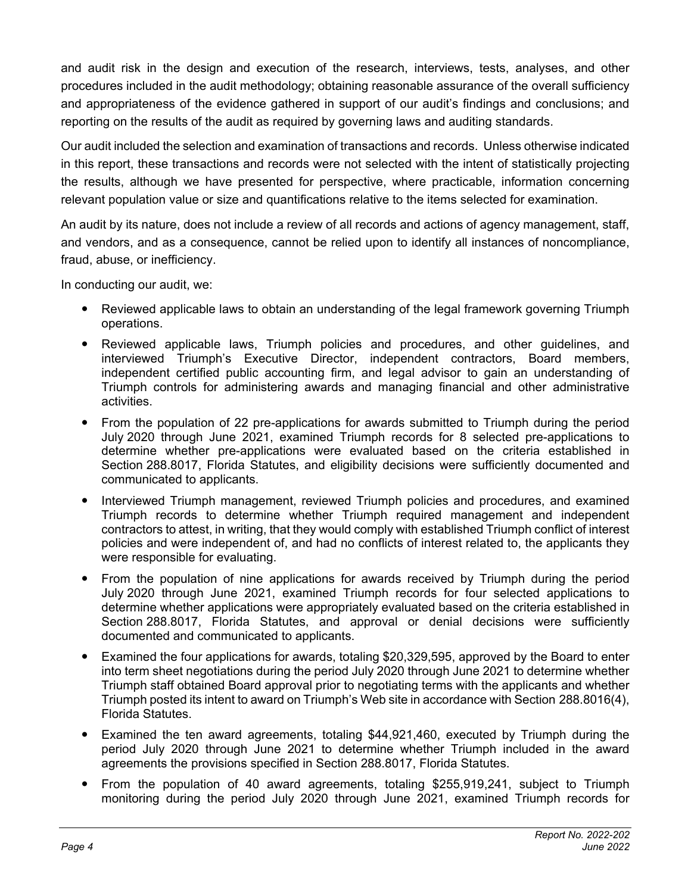and audit risk in the design and execution of the research, interviews, tests, analyses, and other procedures included in the audit methodology; obtaining reasonable assurance of the overall sufficiency and appropriateness of the evidence gathered in support of our audit's findings and conclusions; and reporting on the results of the audit as required by governing laws and auditing standards.

Our audit included the selection and examination of transactions and records. Unless otherwise indicated in this report, these transactions and records were not selected with the intent of statistically projecting the results, although we have presented for perspective, where practicable, information concerning relevant population value or size and quantifications relative to the items selected for examination.

An audit by its nature, does not include a review of all records and actions of agency management, staff, and vendors, and as a consequence, cannot be relied upon to identify all instances of noncompliance, fraud, abuse, or inefficiency.

In conducting our audit, we:

- Reviewed applicable laws to obtain an understanding of the legal framework governing Triumph operations.
- Reviewed applicable laws, Triumph policies and procedures, and other guidelines, and interviewed Triumph's Executive Director, independent contractors, Board members, independent certified public accounting firm, and legal advisor to gain an understanding of Triumph controls for administering awards and managing financial and other administrative activities.
- From the population of 22 pre-applications for awards submitted to Triumph during the period July 2020 through June 2021, examined Triumph records for 8 selected pre-applications to determine whether pre-applications were evaluated based on the criteria established in Section 288.8017, Florida Statutes, and eligibility decisions were sufficiently documented and communicated to applicants.
- Interviewed Triumph management, reviewed Triumph policies and procedures, and examined Triumph records to determine whether Triumph required management and independent contractors to attest, in writing, that they would comply with established Triumph conflict of interest policies and were independent of, and had no conflicts of interest related to, the applicants they were responsible for evaluating.
- From the population of nine applications for awards received by Triumph during the period July 2020 through June 2021, examined Triumph records for four selected applications to determine whether applications were appropriately evaluated based on the criteria established in Section 288.8017, Florida Statutes, and approval or denial decisions were sufficiently documented and communicated to applicants.
- Examined the four applications for awards, totaling $20,329,595, approved by the Board to enter into term sheet negotiations during the period July 2020 through June 2021 to determine whether Triumph staff obtained Board approval prior to negotiating terms with the applicants and whether Triumph posted its intent to award on Triumph's Web site in accordance with Section 288.8016(4), Florida Statutes.
- Examined the ten award agreements, totaling $44,921,460, executed by Triumph during the period July 2020 through June 2021 to determine whether Triumph included in the award agreements the provisions specified in Section 288.8017, Florida Statutes.
- From the population of 40 award agreements, totaling $255,919,241, subject to Triumph monitoring during the period July 2020 through June 2021, examined Triumph records for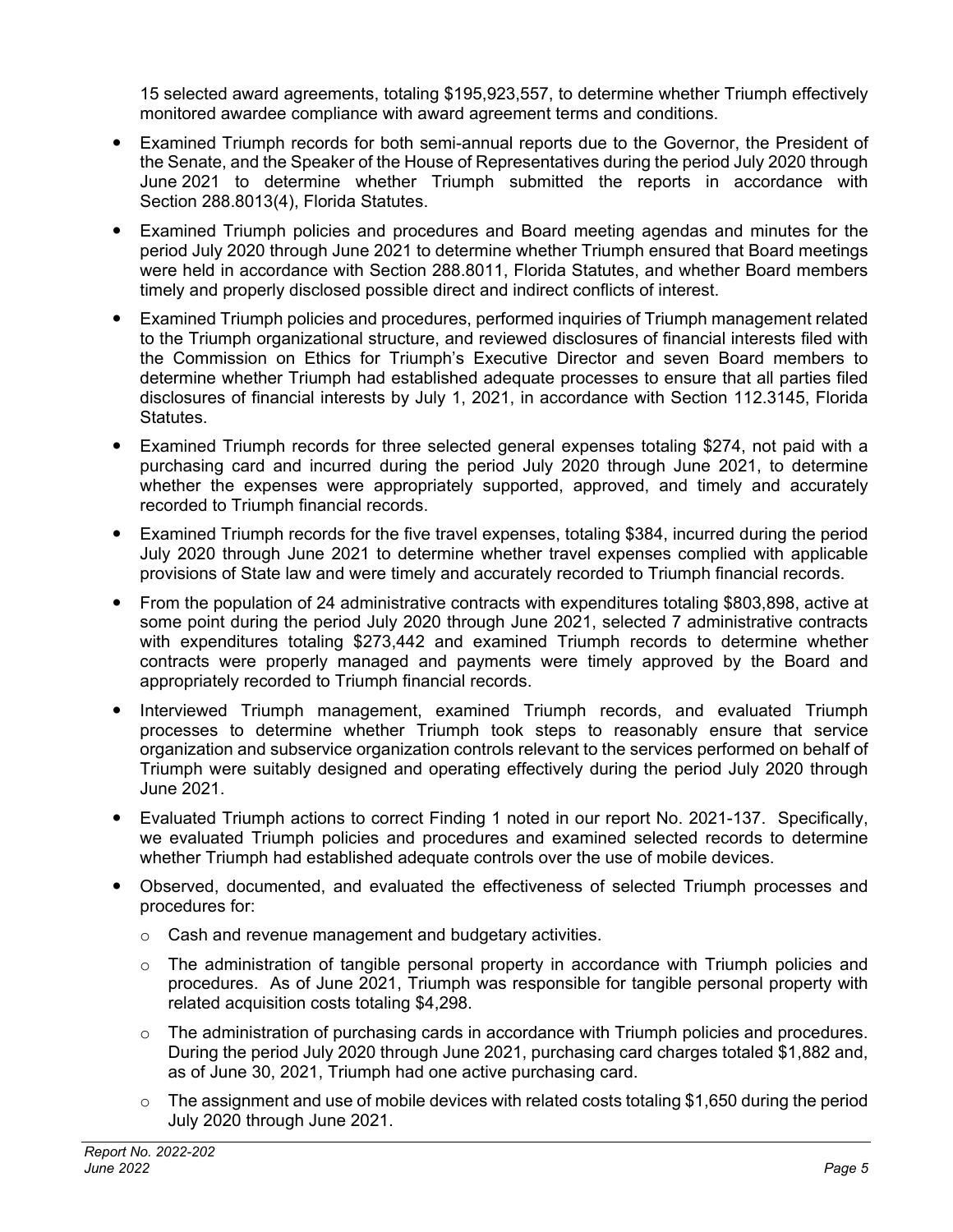15 selected award agreements, totaling $195,923,557, to determine whether Triumph effectively monitored awardee compliance with award agreement terms and conditions.

- Examined Triumph records for both semi-annual reports due to the Governor, the President of the Senate, and the Speaker of the House of Representatives during the period July 2020 through June 2021 to determine whether Triumph submitted the reports in accordance with Section 288.8013(4), Florida Statutes.
- Examined Triumph policies and procedures and Board meeting agendas and minutes for the period July 2020 through June 2021 to determine whether Triumph ensured that Board meetings were held in accordance with Section 288.8011, Florida Statutes, and whether Board members timely and properly disclosed possible direct and indirect conflicts of interest.
- Examined Triumph policies and procedures, performed inquiries of Triumph management related to the Triumph organizational structure, and reviewed disclosures of financial interests filed with the Commission on Ethics for Triumph's Executive Director and seven Board members to determine whether Triumph had established adequate processes to ensure that all parties filed disclosures of financial interests by July 1, 2021, in accordance with Section 112.3145, Florida Statutes.
- Examined Triumph records for three selected general expenses totaling $274, not paid with a purchasing card and incurred during the period July 2020 through June 2021, to determine whether the expenses were appropriately supported, approved, and timely and accurately recorded to Triumph financial records.
- Examined Triumph records for the five travel expenses, totaling $384, incurred during the period July 2020 through June 2021 to determine whether travel expenses complied with applicable provisions of State law and were timely and accurately recorded to Triumph financial records.
- From the population of 24 administrative contracts with expenditures totaling $803,898, active at some point during the period July 2020 through June 2021, selected 7 administrative contracts with expenditures totaling $273,442 and examined Triumph records to determine whether contracts were properly managed and payments were timely approved by the Board and appropriately recorded to Triumph financial records.
- Interviewed Triumph management, examined Triumph records, and evaluated Triumph processes to determine whether Triumph took steps to reasonably ensure that service organization and subservice organization controls relevant to the services performed on behalf of Triumph were suitably designed and operating effectively during the period July 2020 through June 2021.
- Evaluated Triumph actions to correct Finding 1 noted in our report No. 2021-137. Specifically, we evaluated Triumph policies and procedures and examined selected records to determine whether Triumph had established adequate controls over the use of mobile devices.
- Observed, documented, and evaluated the effectiveness of selected Triumph processes and procedures for:
  - Cash and revenue management and budgetary activities.
  - The administration of tangible personal property in accordance with Triumph policies and procedures. As of June 2021, Triumph was responsible for tangible personal property with related acquisition costs totaling $4,298.
  - The administration of purchasing cards in accordance with Triumph policies and procedures. During the period July 2020 through June 2021, purchasing card charges totaled $1,882 and, as of June 30, 2021, Triumph had one active purchasing card.
  - The assignment and use of mobile devices with related costs totaling $1,650 during the period July 2020 through June 2021.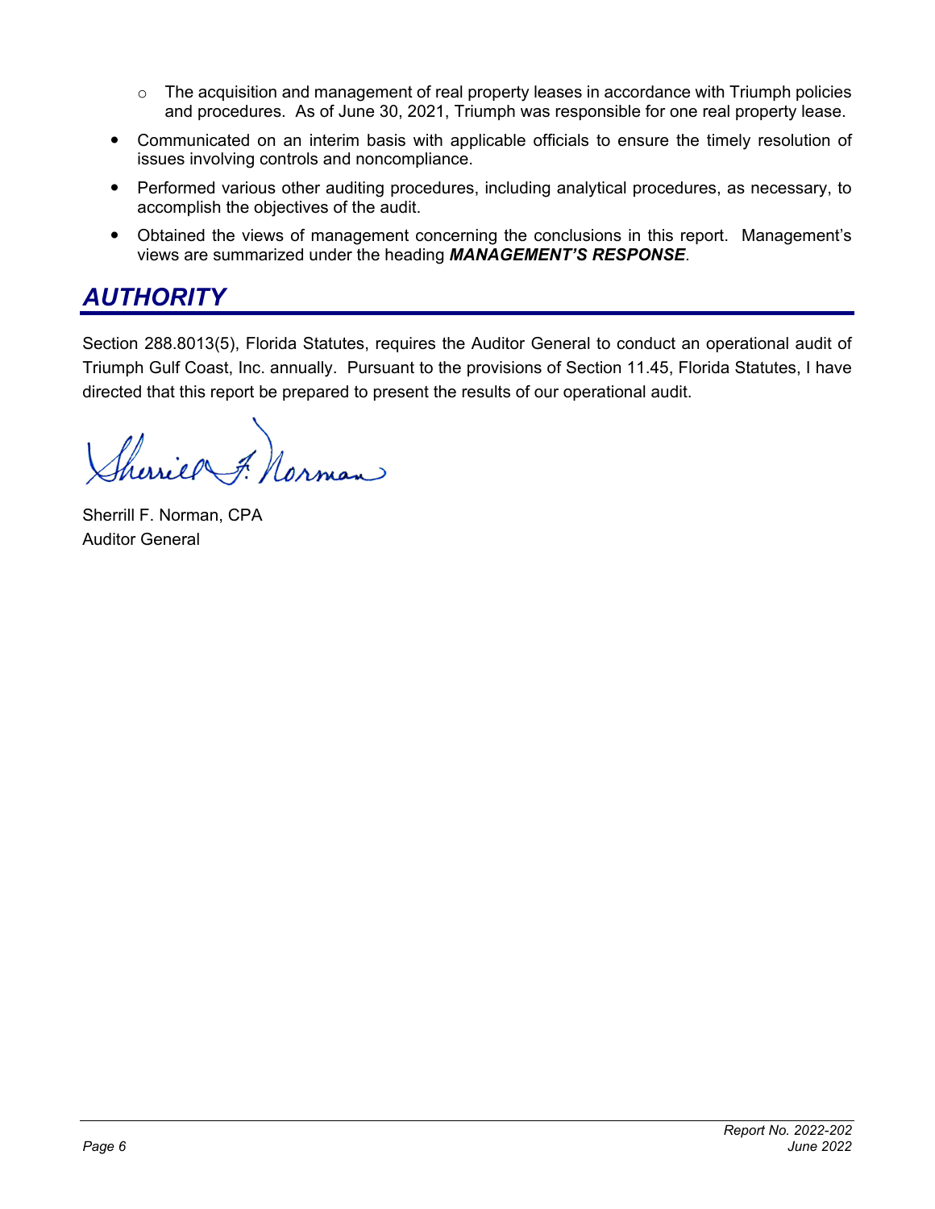- The acquisition and management of real property leases in accordance with Triumph policies and procedures. As of June 30, 2021, Triumph was responsible for one real property lease.
- Communicated on an interim basis with applicable officials to ensure the timely resolution of issues involving controls and noncompliance.
- Performed various other auditing procedures, including analytical procedures, as necessary, to accomplish the objectives of the audit.
- Obtained the views of management concerning the conclusions in this report. Management's views are summarized under the heading ***MANAGEMENT'S RESPONSE***.

## *AUTHORITY*

Section 288.8013(5), Florida Statutes, requires the Auditor General to conduct an operational audit of Triumph Gulf Coast, Inc. annually. Pursuant to the provisions of Section 11.45, Florida Statutes, I have directed that this report be prepared to present the results of our operational audit.

Sherrill F. Norman, CPA
Auditor General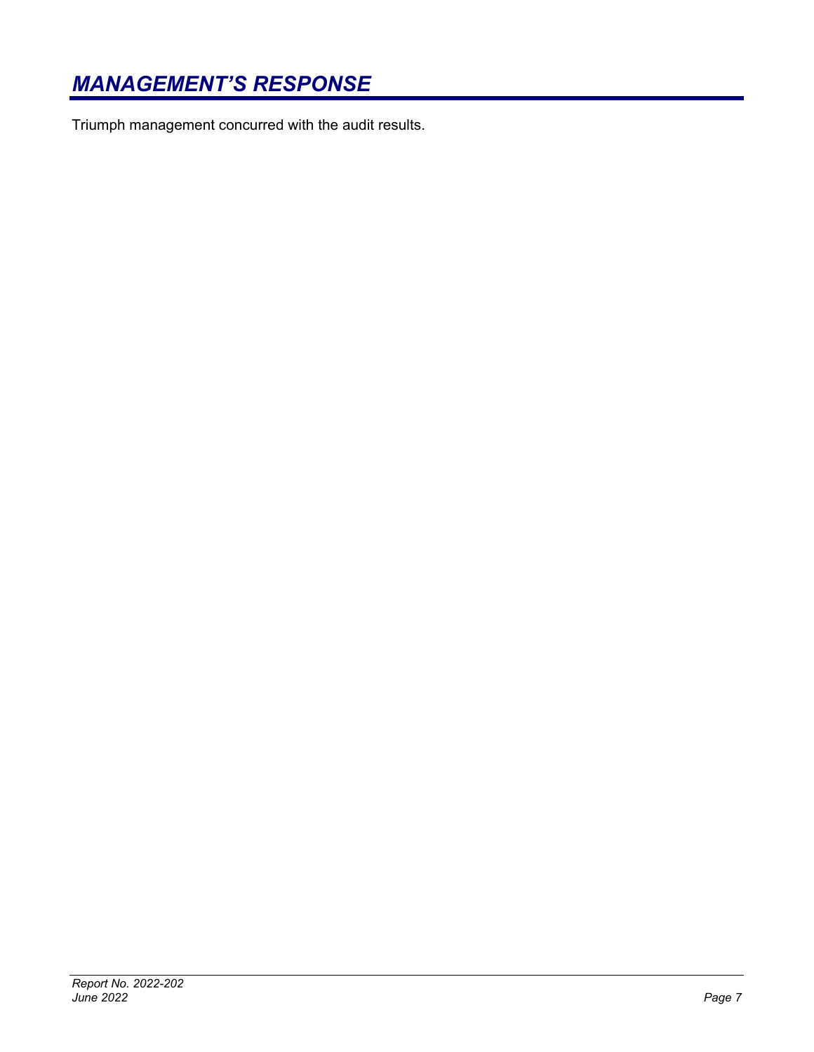# *MANAGEMENT'S RESPONSE*

Triumph management concurred with the audit results.